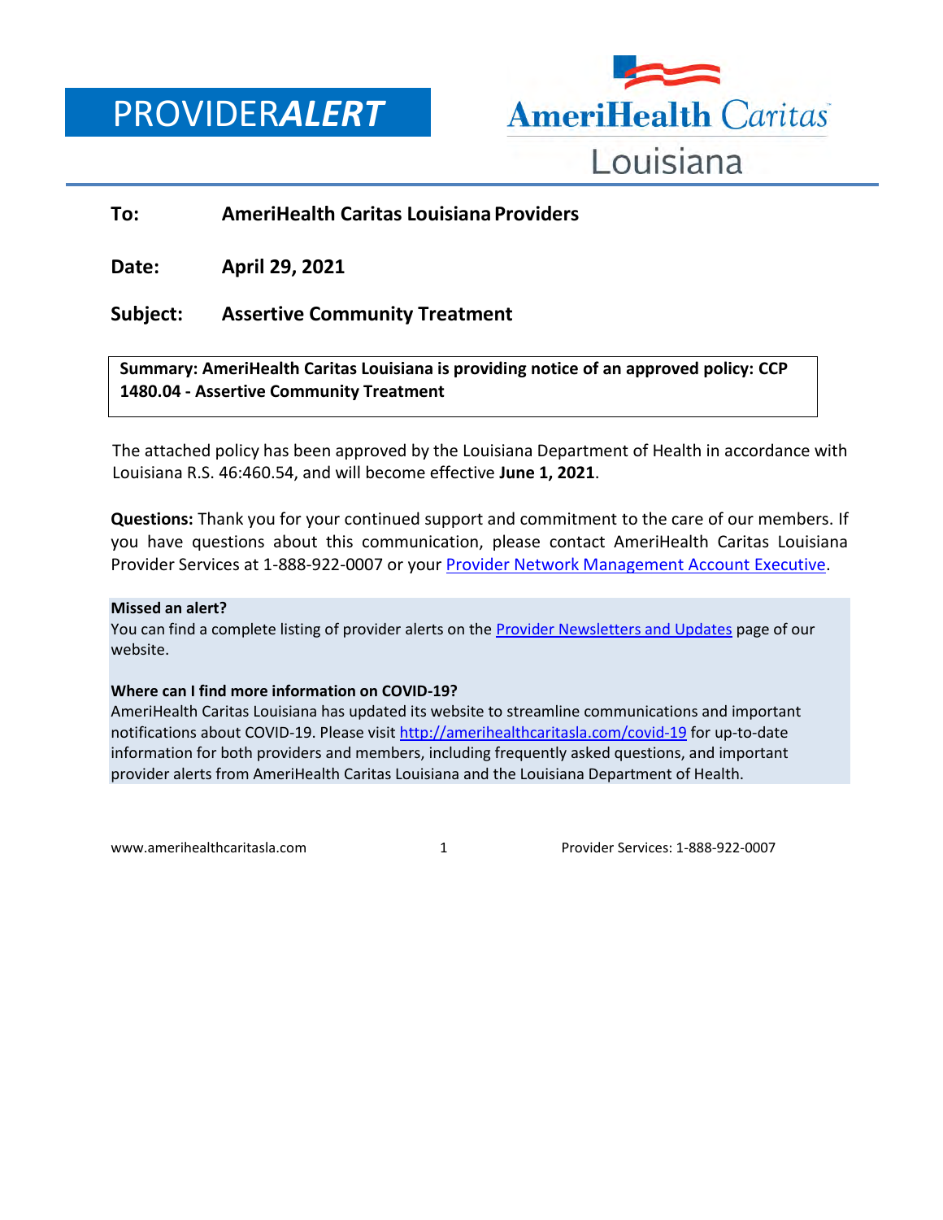# PROVIDER*ALERT*

AmeriHealth Caritas Louisiana

**To:** AmeriHealth Caritas Louisiana Providers

**Date:** April 29, 2021

**Subject:** Assertive Community Treatment

**Summary: AmeriHealth Caritas Louisiana is providing notice of an approved policy: CCP 1480.04 - Assertive Community Treatment**

The attached policy has been approved by the Louisiana Department of Health in accordance with Louisiana R.S. 46:460.54, and will become effective **June 1, 2021**.

**Questions:** Thank you for your continued support and commitment to the care of our members. If you have questions about this communication, please contact AmeriHealth Caritas Louisiana Provider Services at 1-888-922-0007 or your Provider Network Management Account Executive.

**Missed an alert?**
You can find a complete listing of provider alerts on the Provider Newsletters and Updates page of our website.

**Where can I find more information on COVID-19?**
AmeriHealth Caritas Louisiana has updated its website to streamline communications and important notifications about COVID-19. Please visit http://amerihealthcaritasla.com/covid-19 for up-to-date information for both providers and members, including frequently asked questions, and important provider alerts from AmeriHealth Caritas Louisiana and the Louisiana Department of Health.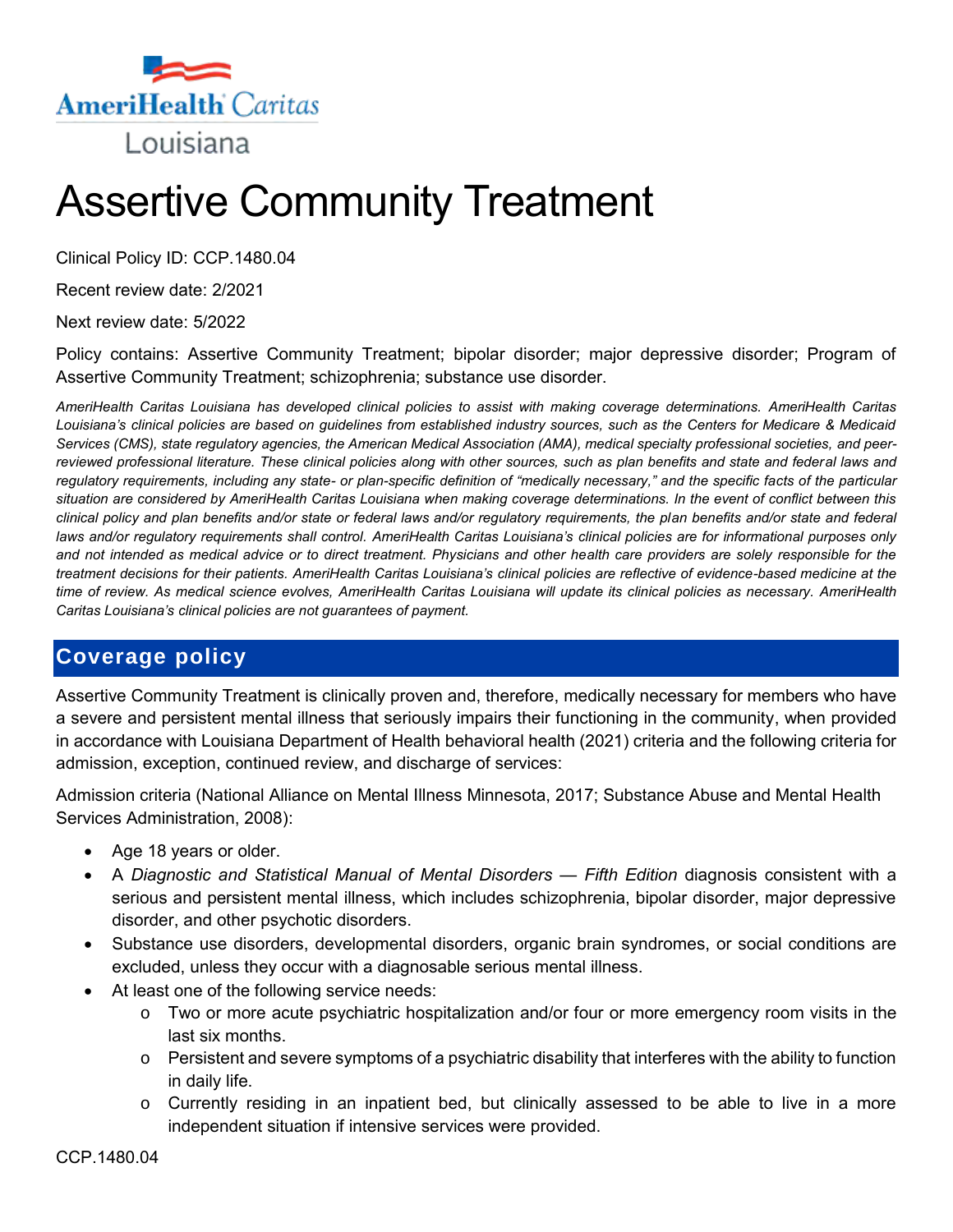AmeriHealth Caritas Louisiana

# Assertive Community Treatment

Clinical Policy ID: CCP.1480.04

Recent review date: 2/2021

Next review date: 5/2022

Policy contains: Assertive Community Treatment; bipolar disorder; major depressive disorder; Program of Assertive Community Treatment; schizophrenia; substance use disorder.

*AmeriHealth Caritas Louisiana has developed clinical policies to assist with making coverage determinations. AmeriHealth Caritas Louisiana's clinical policies are based on guidelines from established industry sources, such as the Centers for Medicare & Medicaid Services (CMS), state regulatory agencies, the American Medical Association (AMA), medical specialty professional societies, and peer-reviewed professional literature. These clinical policies along with other sources, such as plan benefits and state and federal laws and regulatory requirements, including any state- or plan-specific definition of "medically necessary," and the specific facts of the particular situation are considered by AmeriHealth Caritas Louisiana when making coverage determinations. In the event of conflict between this clinical policy and plan benefits and/or state or federal laws and/or regulatory requirements, the plan benefits and/or state and federal laws and/or regulatory requirements shall control. AmeriHealth Caritas Louisiana's clinical policies are for informational purposes only and not intended as medical advice or to direct treatment. Physicians and other health care providers are solely responsible for the treatment decisions for their patients. AmeriHealth Caritas Louisiana's clinical policies are reflective of evidence-based medicine at the time of review. As medical science evolves, AmeriHealth Caritas Louisiana will update its clinical policies as necessary. AmeriHealth Caritas Louisiana's clinical policies are not guarantees of payment.*

## Coverage policy

Assertive Community Treatment is clinically proven and, therefore, medically necessary for members who have a severe and persistent mental illness that seriously impairs their functioning in the community, when provided in accordance with Louisiana Department of Health behavioral health (2021) criteria and the following criteria for admission, exception, continued review, and discharge of services:

Admission criteria (National Alliance on Mental Illness Minnesota, 2017; Substance Abuse and Mental Health Services Administration, 2008):

- Age 18 years or older.
- A *Diagnostic and Statistical Manual of Mental Disorders — Fifth Edition* diagnosis consistent with a serious and persistent mental illness, which includes schizophrenia, bipolar disorder, major depressive disorder, and other psychotic disorders.
- Substance use disorders, developmental disorders, organic brain syndromes, or social conditions are excluded, unless they occur with a diagnosable serious mental illness.
- At least one of the following service needs:
  - Two or more acute psychiatric hospitalization and/or four or more emergency room visits in the last six months.
  - Persistent and severe symptoms of a psychiatric disability that interferes with the ability to function in daily life.
  - Currently residing in an inpatient bed, but clinically assessed to be able to live in a more independent situation if intensive services were provided.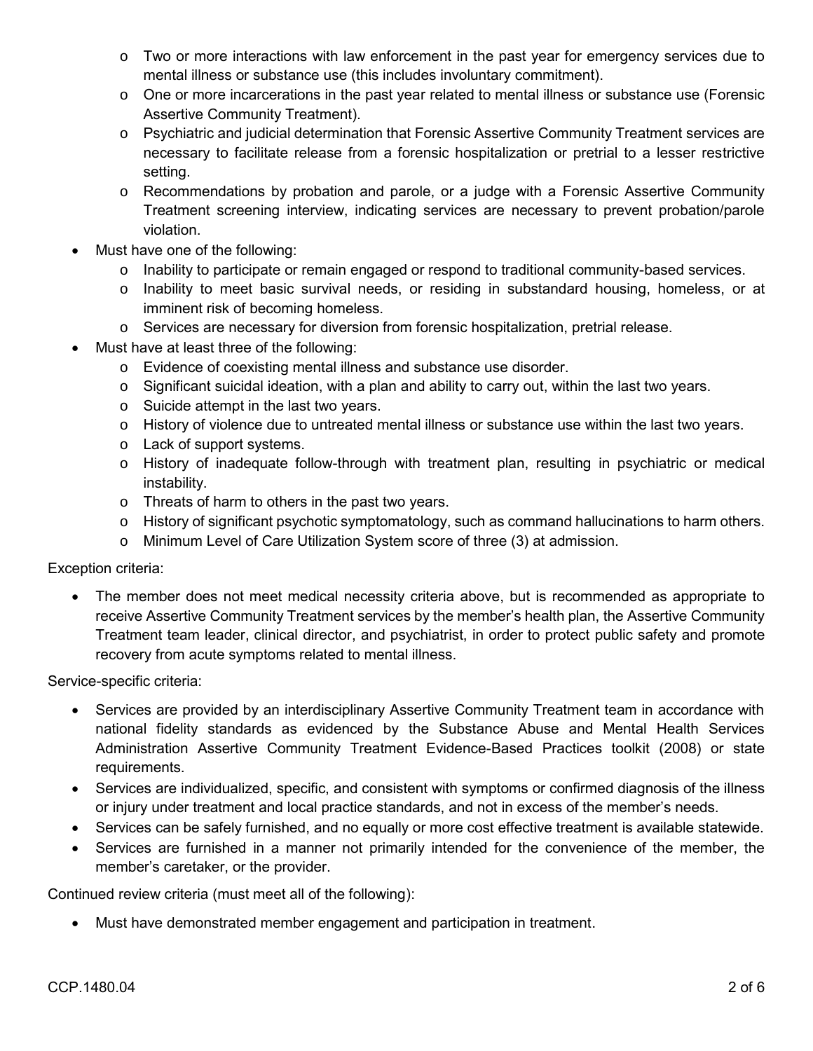- Two or more interactions with law enforcement in the past year for emergency services due to mental illness or substance use (this includes involuntary commitment).
  - One or more incarcerations in the past year related to mental illness or substance use (Forensic Assertive Community Treatment).
  - Psychiatric and judicial determination that Forensic Assertive Community Treatment services are necessary to facilitate release from a forensic hospitalization or pretrial to a lesser restrictive setting.
  - Recommendations by probation and parole, or a judge with a Forensic Assertive Community Treatment screening interview, indicating services are necessary to prevent probation/parole violation.
- Must have one of the following:
  - Inability to participate or remain engaged or respond to traditional community-based services.
  - Inability to meet basic survival needs, or residing in substandard housing, homeless, or at imminent risk of becoming homeless.
  - Services are necessary for diversion from forensic hospitalization, pretrial release.
- Must have at least three of the following:
  - Evidence of coexisting mental illness and substance use disorder.
  - Significant suicidal ideation, with a plan and ability to carry out, within the last two years.
  - Suicide attempt in the last two years.
  - History of violence due to untreated mental illness or substance use within the last two years.
  - Lack of support systems.
  - History of inadequate follow-through with treatment plan, resulting in psychiatric or medical instability.
  - Threats of harm to others in the past two years.
  - History of significant psychotic symptomatology, such as command hallucinations to harm others.
  - Minimum Level of Care Utilization System score of three (3) at admission.

Exception criteria:

- The member does not meet medical necessity criteria above, but is recommended as appropriate to receive Assertive Community Treatment services by the member's health plan, the Assertive Community Treatment team leader, clinical director, and psychiatrist, in order to protect public safety and promote recovery from acute symptoms related to mental illness.

Service-specific criteria:

- Services are provided by an interdisciplinary Assertive Community Treatment team in accordance with national fidelity standards as evidenced by the Substance Abuse and Mental Health Services Administration Assertive Community Treatment Evidence-Based Practices toolkit (2008) or state requirements.
- Services are individualized, specific, and consistent with symptoms or confirmed diagnosis of the illness or injury under treatment and local practice standards, and not in excess of the member's needs.
- Services can be safely furnished, and no equally or more cost effective treatment is available statewide.
- Services are furnished in a manner not primarily intended for the convenience of the member, the member's caretaker, or the provider.

Continued review criteria (must meet all of the following):

- Must have demonstrated member engagement and participation in treatment.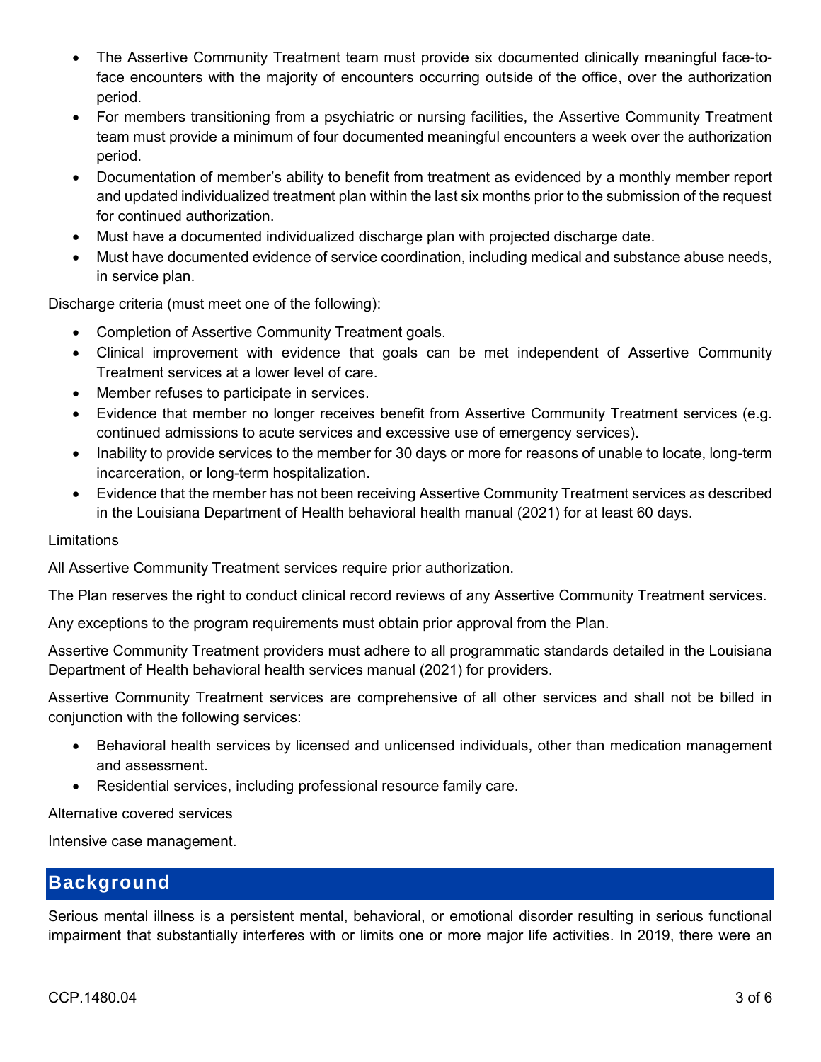- The Assertive Community Treatment team must provide six documented clinically meaningful face-to-face encounters with the majority of encounters occurring outside of the office, over the authorization period.
- For members transitioning from a psychiatric or nursing facilities, the Assertive Community Treatment team must provide a minimum of four documented meaningful encounters a week over the authorization period.
- Documentation of member's ability to benefit from treatment as evidenced by a monthly member report and updated individualized treatment plan within the last six months prior to the submission of the request for continued authorization.
- Must have a documented individualized discharge plan with projected discharge date.
- Must have documented evidence of service coordination, including medical and substance abuse needs, in service plan.

Discharge criteria (must meet one of the following):

- Completion of Assertive Community Treatment goals.
- Clinical improvement with evidence that goals can be met independent of Assertive Community Treatment services at a lower level of care.
- Member refuses to participate in services.
- Evidence that member no longer receives benefit from Assertive Community Treatment services (e.g. continued admissions to acute services and excessive use of emergency services).
- Inability to provide services to the member for 30 days or more for reasons of unable to locate, long-term incarceration, or long-term hospitalization.
- Evidence that the member has not been receiving Assertive Community Treatment services as described in the Louisiana Department of Health behavioral health manual (2021) for at least 60 days.

Limitations

All Assertive Community Treatment services require prior authorization.

The Plan reserves the right to conduct clinical record reviews of any Assertive Community Treatment services.

Any exceptions to the program requirements must obtain prior approval from the Plan.

Assertive Community Treatment providers must adhere to all programmatic standards detailed in the Louisiana Department of Health behavioral health services manual (2021) for providers.

Assertive Community Treatment services are comprehensive of all other services and shall not be billed in conjunction with the following services:

- Behavioral health services by licensed and unlicensed individuals, other than medication management and assessment.
- Residential services, including professional resource family care.

Alternative covered services

Intensive case management.

## Background

Serious mental illness is a persistent mental, behavioral, or emotional disorder resulting in serious functional impairment that substantially interferes with or limits one or more major life activities. In 2019, there were an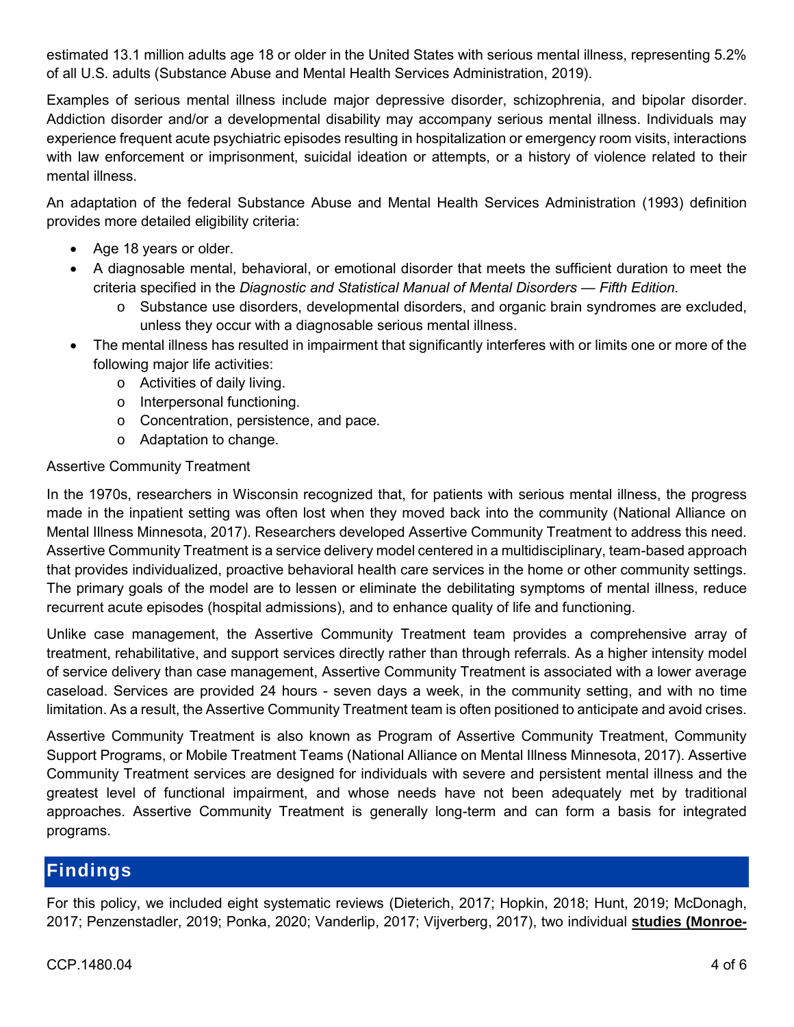estimated 13.1 million adults age 18 or older in the United States with serious mental illness, representing 5.2% of all U.S. adults (Substance Abuse and Mental Health Services Administration, 2019).

Examples of serious mental illness include major depressive disorder, schizophrenia, and bipolar disorder. Addiction disorder and/or a developmental disability may accompany serious mental illness. Individuals may experience frequent acute psychiatric episodes resulting in hospitalization or emergency room visits, interactions with law enforcement or imprisonment, suicidal ideation or attempts, or a history of violence related to their mental illness.

An adaptation of the federal Substance Abuse and Mental Health Services Administration (1993) definition provides more detailed eligibility criteria:

- Age 18 years or older.
- A diagnosable mental, behavioral, or emotional disorder that meets the sufficient duration to meet the criteria specified in the *Diagnostic and Statistical Manual of Mental Disorders — Fifth Edition*.
  - Substance use disorders, developmental disorders, and organic brain syndromes are excluded, unless they occur with a diagnosable serious mental illness.
- The mental illness has resulted in impairment that significantly interferes with or limits one or more of the following major life activities:
  - Activities of daily living.
  - Interpersonal functioning.
  - Concentration, persistence, and pace.
  - Adaptation to change.

Assertive Community Treatment

In the 1970s, researchers in Wisconsin recognized that, for patients with serious mental illness, the progress made in the inpatient setting was often lost when they moved back into the community (National Alliance on Mental Illness Minnesota, 2017). Researchers developed Assertive Community Treatment to address this need. Assertive Community Treatment is a service delivery model centered in a multidisciplinary, team-based approach that provides individualized, proactive behavioral health care services in the home or other community settings. The primary goals of the model are to lessen or eliminate the debilitating symptoms of mental illness, reduce recurrent acute episodes (hospital admissions), and to enhance quality of life and functioning.

Unlike case management, the Assertive Community Treatment team provides a comprehensive array of treatment, rehabilitative, and support services directly rather than through referrals. As a higher intensity model of service delivery than case management, Assertive Community Treatment is associated with a lower average caseload. Services are provided 24 hours - seven days a week, in the community setting, and with no time limitation. As a result, the Assertive Community Treatment team is often positioned to anticipate and avoid crises.

Assertive Community Treatment is also known as Program of Assertive Community Treatment, Community Support Programs, or Mobile Treatment Teams (National Alliance on Mental Illness Minnesota, 2017). Assertive Community Treatment services are designed for individuals with severe and persistent mental illness and the greatest level of functional impairment, and whose needs have not been adequately met by traditional approaches. Assertive Community Treatment is generally long-term and can form a basis for integrated programs.

## Findings

For this policy, we included eight systematic reviews (Dieterich, 2017; Hopkin, 2018; Hunt, 2019; McDonagh, 2017; Penzenstadler, 2019; Ponka, 2020; Vanderlip, 2017; Vijverberg, 2017), two individual **studies (Monroe-**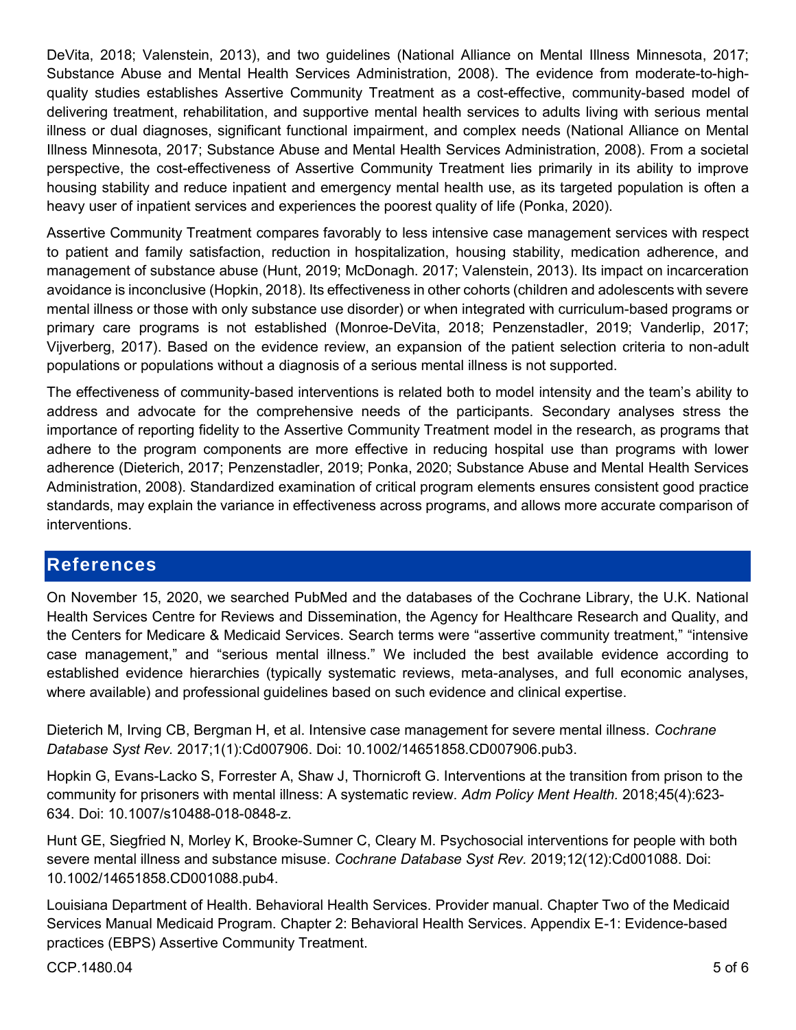DeVita, 2018; Valenstein, 2013), and two guidelines (National Alliance on Mental Illness Minnesota, 2017; Substance Abuse and Mental Health Services Administration, 2008). The evidence from moderate-to-high-quality studies establishes Assertive Community Treatment as a cost-effective, community-based model of delivering treatment, rehabilitation, and supportive mental health services to adults living with serious mental illness or dual diagnoses, significant functional impairment, and complex needs (National Alliance on Mental Illness Minnesota, 2017; Substance Abuse and Mental Health Services Administration, 2008). From a societal perspective, the cost-effectiveness of Assertive Community Treatment lies primarily in its ability to improve housing stability and reduce inpatient and emergency mental health use, as its targeted population is often a heavy user of inpatient services and experiences the poorest quality of life (Ponka, 2020).

Assertive Community Treatment compares favorably to less intensive case management services with respect to patient and family satisfaction, reduction in hospitalization, housing stability, medication adherence, and management of substance abuse (Hunt, 2019; McDonagh. 2017; Valenstein, 2013). Its impact on incarceration avoidance is inconclusive (Hopkin, 2018). Its effectiveness in other cohorts (children and adolescents with severe mental illness or those with only substance use disorder) or when integrated with curriculum-based programs or primary care programs is not established (Monroe-DeVita, 2018; Penzenstadler, 2019; Vanderlip, 2017; Vijverberg, 2017). Based on the evidence review, an expansion of the patient selection criteria to non-adult populations or populations without a diagnosis of a serious mental illness is not supported.

The effectiveness of community-based interventions is related both to model intensity and the team's ability to address and advocate for the comprehensive needs of the participants. Secondary analyses stress the importance of reporting fidelity to the Assertive Community Treatment model in the research, as programs that adhere to the program components are more effective in reducing hospital use than programs with lower adherence (Dieterich, 2017; Penzenstadler, 2019; Ponka, 2020; Substance Abuse and Mental Health Services Administration, 2008). Standardized examination of critical program elements ensures consistent good practice standards, may explain the variance in effectiveness across programs, and allows more accurate comparison of interventions.

## References

On November 15, 2020, we searched PubMed and the databases of the Cochrane Library, the U.K. National Health Services Centre for Reviews and Dissemination, the Agency for Healthcare Research and Quality, and the Centers for Medicare & Medicaid Services. Search terms were "assertive community treatment," "intensive case management," and "serious mental illness." We included the best available evidence according to established evidence hierarchies (typically systematic reviews, meta-analyses, and full economic analyses, where available) and professional guidelines based on such evidence and clinical expertise.

Dieterich M, Irving CB, Bergman H, et al. Intensive case management for severe mental illness. *Cochrane Database Syst Rev.* 2017;1(1):Cd007906. Doi: 10.1002/14651858.CD007906.pub3.

Hopkin G, Evans-Lacko S, Forrester A, Shaw J, Thornicroft G. Interventions at the transition from prison to the community for prisoners with mental illness: A systematic review. *Adm Policy Ment Health.* 2018;45(4):623-634. Doi: 10.1007/s10488-018-0848-z.

Hunt GE, Siegfried N, Morley K, Brooke-Sumner C, Cleary M. Psychosocial interventions for people with both severe mental illness and substance misuse. *Cochrane Database Syst Rev.* 2019;12(12):Cd001088. Doi: 10.1002/14651858.CD001088.pub4.

Louisiana Department of Health. Behavioral Health Services. Provider manual. Chapter Two of the Medicaid Services Manual Medicaid Program. Chapter 2: Behavioral Health Services. Appendix E-1: Evidence-based practices (EBPS) Assertive Community Treatment.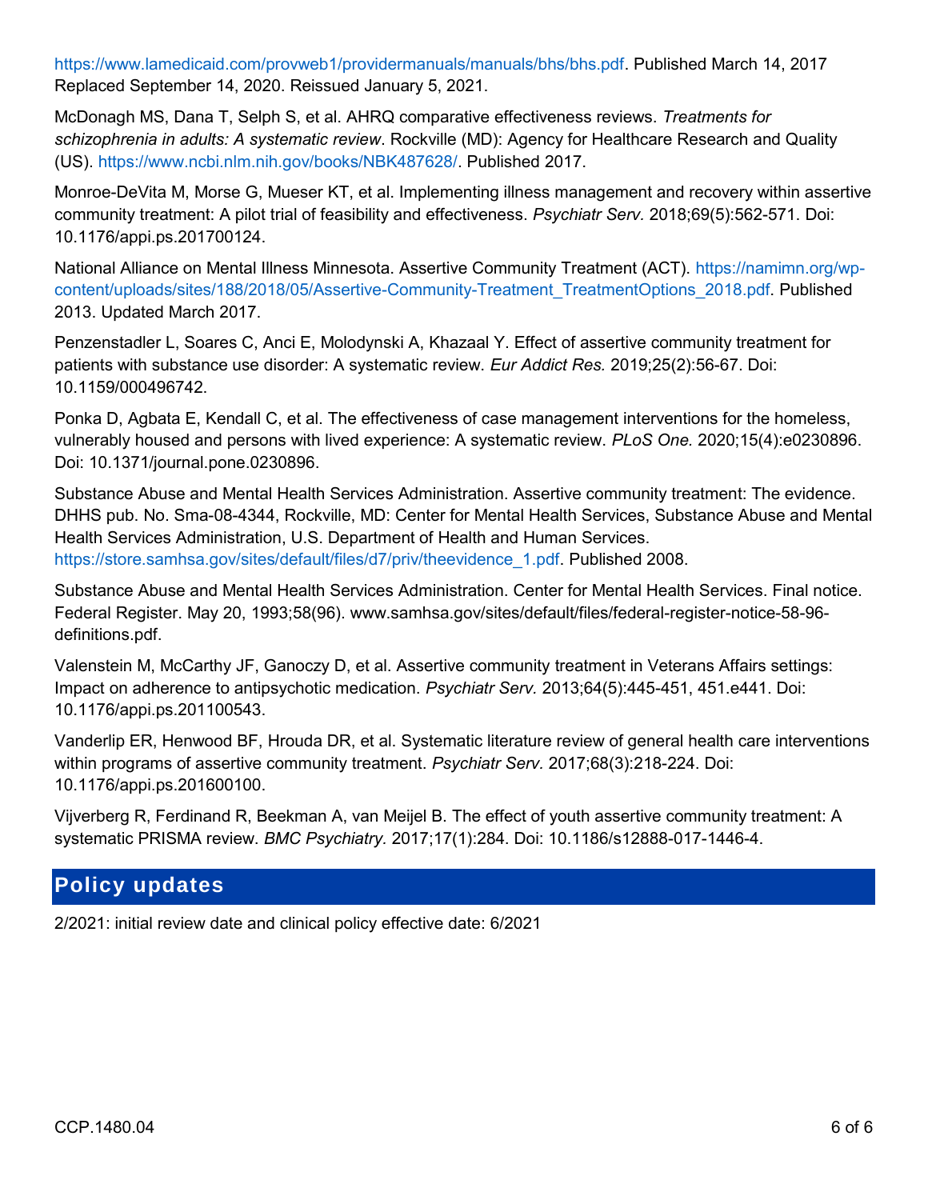https://www.lamedicaid.com/provweb1/providermanuals/manuals/bhs/bhs.pdf. Published March 14, 2017 Replaced September 14, 2020. Reissued January 5, 2021.

McDonagh MS, Dana T, Selph S, et al. AHRQ comparative effectiveness reviews. *Treatments for schizophrenia in adults: A systematic review*. Rockville (MD): Agency for Healthcare Research and Quality (US). https://www.ncbi.nlm.nih.gov/books/NBK487628/. Published 2017.

Monroe-DeVita M, Morse G, Mueser KT, et al. Implementing illness management and recovery within assertive community treatment: A pilot trial of feasibility and effectiveness. *Psychiatr Serv.* 2018;69(5):562-571. Doi: 10.1176/appi.ps.201700124.

National Alliance on Mental Illness Minnesota. Assertive Community Treatment (ACT). https://namimn.org/wp-content/uploads/sites/188/2018/05/Assertive-Community-Treatment_TreatmentOptions_2018.pdf. Published 2013. Updated March 2017.

Penzenstadler L, Soares C, Anci E, Molodynski A, Khazaal Y. Effect of assertive community treatment for patients with substance use disorder: A systematic review. *Eur Addict Res.* 2019;25(2):56-67. Doi: 10.1159/000496742.

Ponka D, Agbata E, Kendall C, et al. The effectiveness of case management interventions for the homeless, vulnerably housed and persons with lived experience: A systematic review. *PLoS One.* 2020;15(4):e0230896. Doi: 10.1371/journal.pone.0230896.

Substance Abuse and Mental Health Services Administration. Assertive community treatment: The evidence. DHHS pub. No. Sma-08-4344, Rockville, MD: Center for Mental Health Services, Substance Abuse and Mental Health Services Administration, U.S. Department of Health and Human Services. https://store.samhsa.gov/sites/default/files/d7/priv/theevidence_1.pdf. Published 2008.

Substance Abuse and Mental Health Services Administration. Center for Mental Health Services. Final notice. Federal Register. May 20, 1993;58(96). www.samhsa.gov/sites/default/files/federal-register-notice-58-96-definitions.pdf.

Valenstein M, McCarthy JF, Ganoczy D, et al. Assertive community treatment in Veterans Affairs settings: Impact on adherence to antipsychotic medication. *Psychiatr Serv.* 2013;64(5):445-451, 451.e441. Doi: 10.1176/appi.ps.201100543.

Vanderlip ER, Henwood BF, Hrouda DR, et al. Systematic literature review of general health care interventions within programs of assertive community treatment. *Psychiatr Serv.* 2017;68(3):218-224. Doi: 10.1176/appi.ps.201600100.

Vijverberg R, Ferdinand R, Beekman A, van Meijel B. The effect of youth assertive community treatment: A systematic PRISMA review. *BMC Psychiatry.* 2017;17(1):284. Doi: 10.1186/s12888-017-1446-4.

## Policy updates

2/2021: initial review date and clinical policy effective date: 6/2021